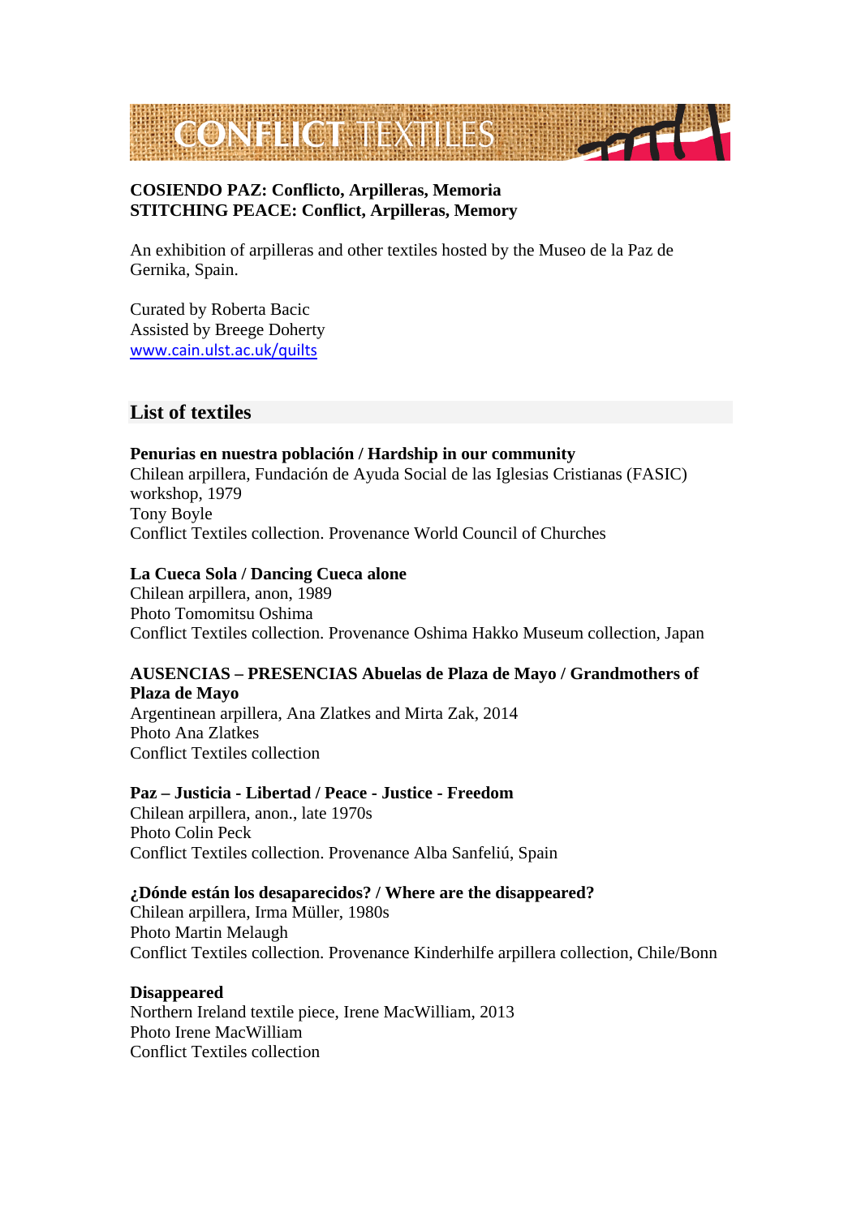# CONFLICT TEXTILES

**COSIENDO PAZ: Conflicto, Arpilleras, Memoria**
**STITCHING PEACE: Conflict, Arpilleras, Memory**

An exhibition of arpilleras and other textiles hosted by the Museo de la Paz de Gernika, Spain.

Curated by Roberta Bacic
Assisted by Breege Doherty
www.cain.ulst.ac.uk/quilts

## List of textiles

**Penurias en nuestra población / Hardship in our community**
Chilean arpillera, Fundación de Ayuda Social de las Iglesias Cristianas (FASIC) workshop, 1979
Tony Boyle
Conflict Textiles collection. Provenance World Council of Churches

**La Cueca Sola / Dancing Cueca alone**
Chilean arpillera, anon, 1989
Photo Tomomitsu Oshima
Conflict Textiles collection. Provenance Oshima Hakko Museum collection, Japan

**AUSENCIAS – PRESENCIAS Abuelas de Plaza de Mayo / Grandmothers of Plaza de Mayo**
Argentinean arpillera, Ana Zlatkes and Mirta Zak, 2014
Photo Ana Zlatkes
Conflict Textiles collection

**Paz – Justicia - Libertad / Peace - Justice - Freedom**
Chilean arpillera, anon., late 1970s
Photo Colin Peck
Conflict Textiles collection. Provenance Alba Sanfeliú, Spain

**¿Dónde están los desaparecidos? / Where are the disappeared?**
Chilean arpillera, Irma Müller, 1980s
Photo Martin Melaugh
Conflict Textiles collection. Provenance Kinderhilfe arpillera collection, Chile/Bonn

**Disappeared**
Northern Ireland textile piece, Irene MacWilliam, 2013
Photo Irene MacWilliam
Conflict Textiles collection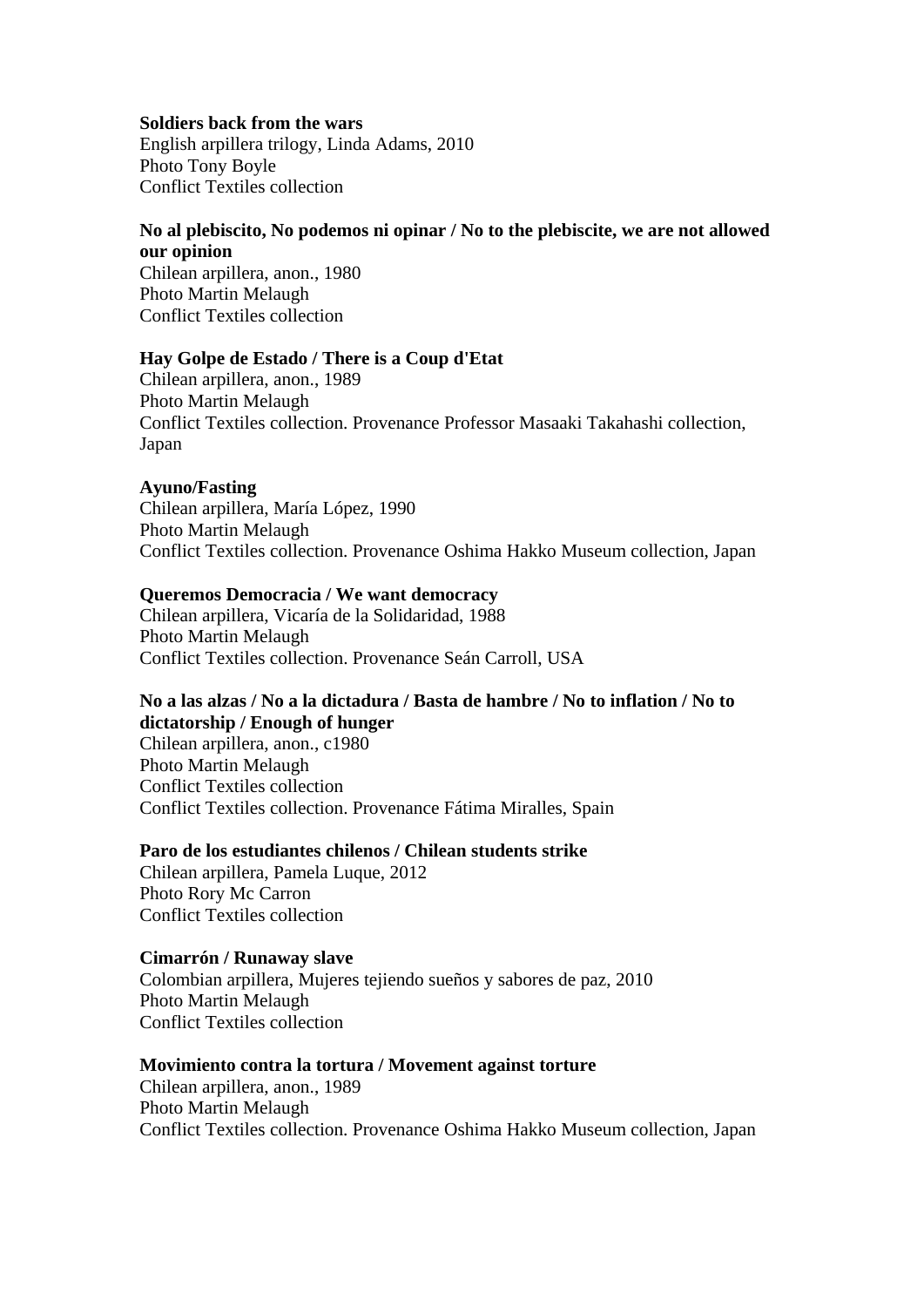**Soldiers back from the wars**
English arpillera trilogy, Linda Adams, 2010
Photo Tony Boyle
Conflict Textiles collection

**No al plebiscito, No podemos ni opinar / No to the plebiscite, we are not allowed our opinion**
Chilean arpillera, anon., 1980
Photo Martin Melaugh
Conflict Textiles collection

**Hay Golpe de Estado / There is a Coup d'Etat**
Chilean arpillera, anon., 1989
Photo Martin Melaugh
Conflict Textiles collection. Provenance Professor Masaaki Takahashi collection, Japan

**Ayuno/Fasting**
Chilean arpillera, María López, 1990
Photo Martin Melaugh
Conflict Textiles collection. Provenance Oshima Hakko Museum collection, Japan

**Queremos Democracia / We want democracy**
Chilean arpillera, Vicaría de la Solidaridad, 1988
Photo Martin Melaugh
Conflict Textiles collection. Provenance Seán Carroll, USA

**No a las alzas / No a la dictadura / Basta de hambre / No to inflation / No to dictatorship / Enough of hunger**
Chilean arpillera, anon., c1980
Photo Martin Melaugh
Conflict Textiles collection
Conflict Textiles collection. Provenance Fátima Miralles, Spain

**Paro de los estudiantes chilenos / Chilean students strike**
Chilean arpillera, Pamela Luque, 2012
Photo Rory Mc Carron
Conflict Textiles collection

**Cimarrón / Runaway slave**
Colombian arpillera, Mujeres tejiendo sueños y sabores de paz, 2010
Photo Martin Melaugh
Conflict Textiles collection

**Movimiento contra la tortura / Movement against torture**
Chilean arpillera, anon., 1989
Photo Martin Melaugh
Conflict Textiles collection. Provenance Oshima Hakko Museum collection, Japan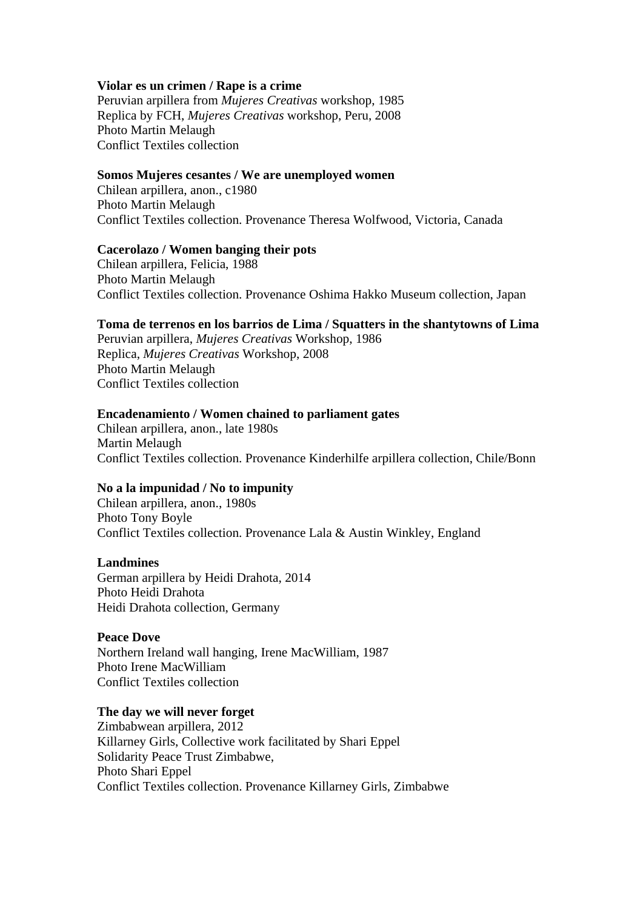**Violar es un crimen / Rape is a crime**
Peruvian arpillera from *Mujeres Creativas* workshop, 1985
Replica by FCH, *Mujeres Creativas* workshop, Peru, 2008
Photo Martin Melaugh
Conflict Textiles collection

**Somos Mujeres cesantes / We are unemployed women**
Chilean arpillera, anon., c1980
Photo Martin Melaugh
Conflict Textiles collection. Provenance Theresa Wolfwood, Victoria, Canada

**Cacerolazo / Women banging their pots**
Chilean arpillera, Felicia, 1988
Photo Martin Melaugh
Conflict Textiles collection. Provenance Oshima Hakko Museum collection, Japan

**Toma de terrenos en los barrios de Lima / Squatters in the shantytowns of Lima**
Peruvian arpillera, *Mujeres Creativas* Workshop, 1986
Replica, *Mujeres Creativas* Workshop, 2008
Photo Martin Melaugh
Conflict Textiles collection

**Encadenamiento / Women chained to parliament gates**
Chilean arpillera, anon., late 1980s
Martin Melaugh
Conflict Textiles collection. Provenance Kinderhilfe arpillera collection, Chile/Bonn

**No a la impunidad / No to impunity**
Chilean arpillera, anon., 1980s
Photo Tony Boyle
Conflict Textiles collection. Provenance Lala & Austin Winkley, England

**Landmines**
German arpillera by Heidi Drahota, 2014
Photo Heidi Drahota
Heidi Drahota collection, Germany

**Peace Dove**
Northern Ireland wall hanging, Irene MacWilliam, 1987
Photo Irene MacWilliam
Conflict Textiles collection

**The day we will never forget**
Zimbabwean arpillera, 2012
Killarney Girls, Collective work facilitated by Shari Eppel
Solidarity Peace Trust Zimbabwe,
Photo Shari Eppel
Conflict Textiles collection. Provenance Killarney Girls, Zimbabwe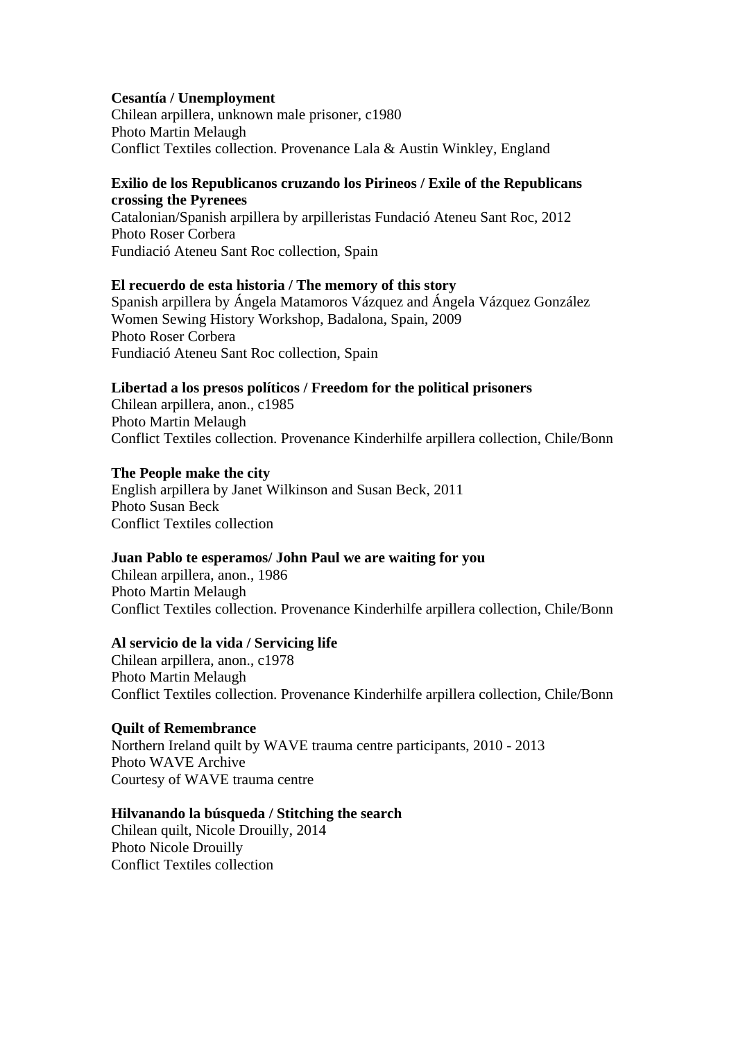**Cesantía / Unemployment**
Chilean arpillera, unknown male prisoner, c1980
Photo Martin Melaugh
Conflict Textiles collection. Provenance Lala & Austin Winkley, England

**Exilio de los Republicanos cruzando los Pirineos / Exile of the Republicans crossing the Pyrenees**
Catalonian/Spanish arpillera by arpilleristas Fundació Ateneu Sant Roc, 2012
Photo Roser Corbera
Fundiació Ateneu Sant Roc collection, Spain

**El recuerdo de esta historia / The memory of this story**
Spanish arpillera by Ángela Matamoros Vázquez and Ángela Vázquez González
Women Sewing History Workshop, Badalona, Spain, 2009
Photo Roser Corbera
Fundiació Ateneu Sant Roc collection, Spain

**Libertad a los presos políticos / Freedom for the political prisoners**
Chilean arpillera, anon., c1985
Photo Martin Melaugh
Conflict Textiles collection. Provenance Kinderhilfe arpillera collection, Chile/Bonn

**The People make the city**
English arpillera by Janet Wilkinson and Susan Beck, 2011
Photo Susan Beck
Conflict Textiles collection

**Juan Pablo te esperamos/ John Paul we are waiting for you**
Chilean arpillera, anon., 1986
Photo Martin Melaugh
Conflict Textiles collection. Provenance Kinderhilfe arpillera collection, Chile/Bonn

**Al servicio de la vida / Servicing life**
Chilean arpillera, anon., c1978
Photo Martin Melaugh
Conflict Textiles collection. Provenance Kinderhilfe arpillera collection, Chile/Bonn

**Quilt of Remembrance**
Northern Ireland quilt by WAVE trauma centre participants, 2010 - 2013
Photo WAVE Archive
Courtesy of WAVE trauma centre

**Hilvanando la búsqueda / Stitching the search**
Chilean quilt, Nicole Drouilly, 2014
Photo Nicole Drouilly
Conflict Textiles collection